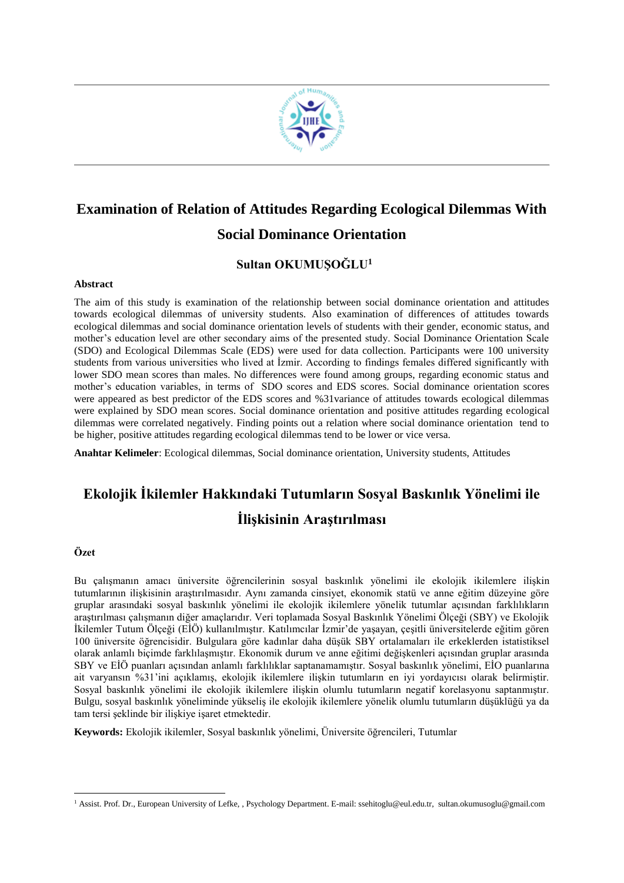# Examination of Relation of Attitudes Regarding Ecological Dilemmas With Social Dominance Orientation

**Sultan OKUMUŞOĞLU[1]**

**Abstract**

The aim of this study is examination of the relationship between social dominance orientation and attitudes towards ecological dilemmas of university students. Also examination of differences of attitudes towards ecological dilemmas and social dominance orientation levels of students with their gender, economic status, and mother's education level are other secondary aims of the presented study. Social Dominance Orientation Scale (SDO) and Ecological Dilemmas Scale (EDS) were used for data collection. Participants were 100 university students from various universities who lived at İzmir. According to findings females differed significantly with lower SDO mean scores than males. No differences were found among groups, regarding economic status and mother's education variables, in terms of SDO scores and EDS scores. Social dominance orientation scores were appeared as best predictor of the EDS scores and %31variance of attitudes towards ecological dilemmas were explained by SDO mean scores. Social dominance orientation and positive attitudes regarding ecological dilemmas were correlated negatively. Finding points out a relation where social dominance orientation tend to be higher, positive attitudes regarding ecological dilemmas tend to be lower or vice versa.

**Anahtar Kelimeler**: Ecological dilemmas, Social dominance orientation, University students, Attitudes

# Ekolojik İkilemler Hakkındaki Tutumların Sosyal Baskınlık Yönelimi ile İlişkisinin Araştırılması

**Özet**

Bu çalışmanın amacı üniversite öğrencilerinin sosyal baskınlık yönelimi ile ekolojik ikilemlere ilişkin tutumlarının ilişkisinin araştırılmasıdır. Aynı zamanda cinsiyet, ekonomik statü ve anne eğitim düzeyine göre gruplar arasındaki sosyal baskınlık yönelimi ile ekolojik ikilemlere yönelik tutumlar açısından farklılıkların araştırılması çalışmanın diğer amaçlarıdır. Veri toplamada Sosyal Baskınlık Yönelimi Ölçeği (SBY) ve Ekolojik İkilemler Tutum Ölçeği (EİÖ) kullanılmıştır. Katılımcılar İzmir'de yaşayan, çeşitli üniversitelerde eğitim gören 100 üniversite öğrencisidir. Bulgulara göre kadınlar daha düşük SBY ortalamaları ile erkeklerden istatistiksel olarak anlamlı biçimde farklılaşmıştır. Ekonomik durum ve anne eğitimi değişkenleri açısından gruplar arasında SBY ve EİÖ puanları açısından anlamlı farklılıklar saptanamamıştır. Sosyal baskınlık yönelimi, EİÖ puanlarına ait varyansın %31'ini açıklamış, ekolojik ikilemlere ilişkin tutumların en iyi yordayıcısı olarak belirmiştir. Sosyal baskınlık yönelimi ile ekolojik ikilemlere ilişkin olumlu tutumların negatif korelasyonu saptanmıştır. Bulgu, sosyal baskınlık yöneliminde yükseliş ile ekolojik ikilemlere yönelik olumlu tutumların düşüklüğü ya da tam tersi şeklinde bir ilişkiye işaret etmektedir.

**Keywords:** Ekolojik ikilemler, Sosyal baskınlık yönelimi, Üniversite öğrencileri, Tutumlar

---

[1] Assist. Prof. Dr., European University of Lefke, , Psychology Department. E-mail: ssehitoglu@eul.edu.tr, sultan.okumusoglu@gmail.com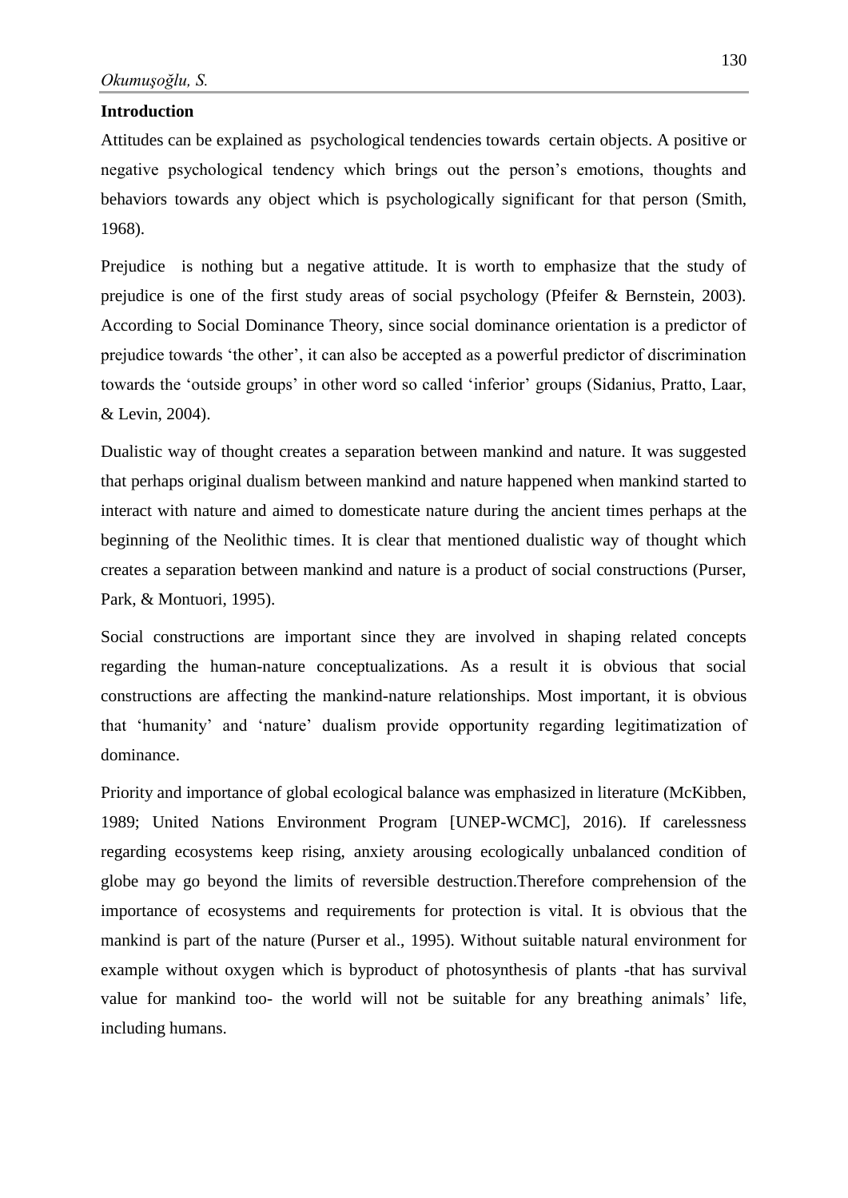## Introduction

Attitudes can be explained as psychological tendencies towards certain objects. A positive or negative psychological tendency which brings out the person's emotions, thoughts and behaviors towards any object which is psychologically significant for that person (Smith, 1968).

Prejudice is nothing but a negative attitude. It is worth to emphasize that the study of prejudice is one of the first study areas of social psychology (Pfeifer & Bernstein, 2003). According to Social Dominance Theory, since social dominance orientation is a predictor of prejudice towards 'the other', it can also be accepted as a powerful predictor of discrimination towards the 'outside groups' in other word so called 'inferior' groups (Sidanius, Pratto, Laar, & Levin, 2004).

Dualistic way of thought creates a separation between mankind and nature. It was suggested that perhaps original dualism between mankind and nature happened when mankind started to interact with nature and aimed to domesticate nature during the ancient times perhaps at the beginning of the Neolithic times. It is clear that mentioned dualistic way of thought which creates a separation between mankind and nature is a product of social constructions (Purser, Park, & Montuori, 1995).

Social constructions are important since they are involved in shaping related concepts regarding the human-nature conceptualizations. As a result it is obvious that social constructions are affecting the mankind-nature relationships. Most important, it is obvious that 'humanity' and 'nature' dualism provide opportunity regarding legitimatization of dominance.

Priority and importance of global ecological balance was emphasized in literature (McKibben, 1989; United Nations Environment Program [UNEP-WCMC], 2016). If carelessness regarding ecosystems keep rising, anxiety arousing ecologically unbalanced condition of globe may go beyond the limits of reversible destruction.Therefore comprehension of the importance of ecosystems and requirements for protection is vital. It is obvious that the mankind is part of the nature (Purser et al., 1995). Without suitable natural environment for example without oxygen which is byproduct of photosynthesis of plants -that has survival value for mankind too- the world will not be suitable for any breathing animals' life, including humans.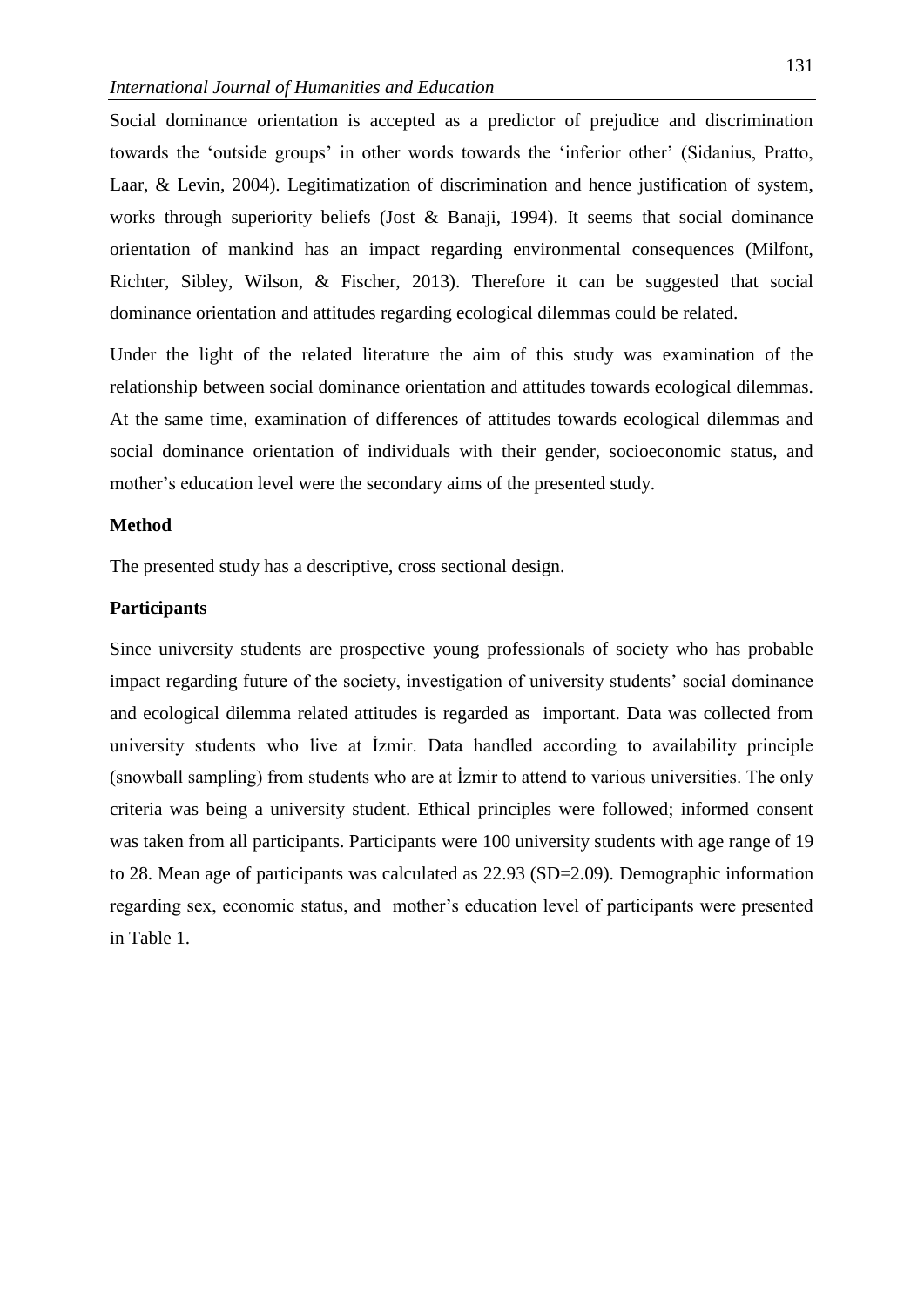Social dominance orientation is accepted as a predictor of prejudice and discrimination towards the 'outside groups' in other words towards the 'inferior other' (Sidanius, Pratto, Laar, & Levin, 2004). Legitimatization of discrimination and hence justification of system, works through superiority beliefs (Jost & Banaji, 1994). It seems that social dominance orientation of mankind has an impact regarding environmental consequences (Milfont, Richter, Sibley, Wilson, & Fischer, 2013). Therefore it can be suggested that social dominance orientation and attitudes regarding ecological dilemmas could be related.

Under the light of the related literature the aim of this study was examination of the relationship between social dominance orientation and attitudes towards ecological dilemmas. At the same time, examination of differences of attitudes towards ecological dilemmas and social dominance orientation of individuals with their gender, socioeconomic status, and mother's education level were the secondary aims of the presented study.

## Method

The presented study has a descriptive, cross sectional design.

### Participants

Since university students are prospective young professionals of society who has probable impact regarding future of the society, investigation of university students' social dominance and ecological dilemma related attitudes is regarded as important. Data was collected from university students who live at İzmir. Data handled according to availability principle (snowball sampling) from students who are at İzmir to attend to various universities. The only criteria was being a university student. Ethical principles were followed; informed consent was taken from all participants. Participants were 100 university students with age range of 19 to 28. Mean age of participants was calculated as 22.93 (SD=2.09). Demographic information regarding sex, economic status, and mother's education level of participants were presented in Table 1.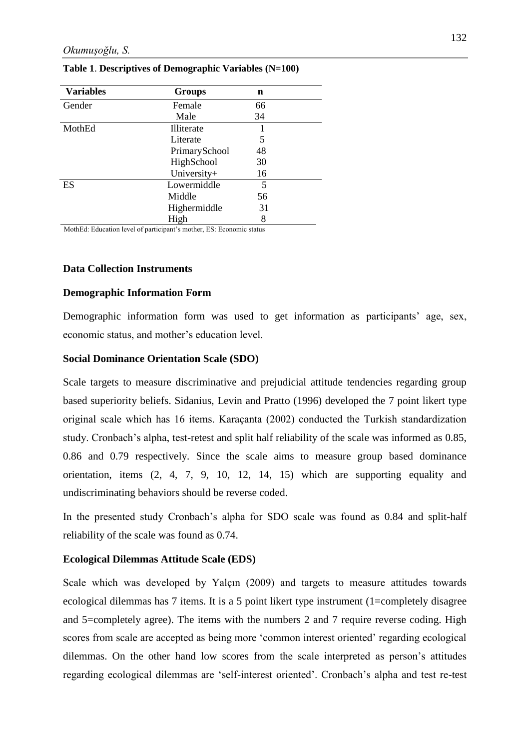**Table 1. Descriptives of Demographic Variables (N=100)**

| Variables | Groups | n |
|---|---|---|
| Gender | Female | 66 |
| | Male | 34 |
| MothEd | Illiterate | 1 |
| | Literate | 5 |
| | PrimarySchool | 48 |
| | HighSchool | 30 |
| | University+ | 16 |
| ES | Lowermiddle | 5 |
| | Middle | 56 |
| | Highermiddle | 31 |
| | High | 8 |

MothEd: Education level of participant's mother, ES: Economic status

## Data Collection Instruments

### Demographic Information Form

Demographic information form was used to get information as participants' age, sex, economic status, and mother's education level.

### Social Dominance Orientation Scale (SDO)

Scale targets to measure discriminative and prejudicial attitude tendencies regarding group based superiority beliefs. Sidanius, Levin and Pratto (1996) developed the 7 point likert type original scale which has 16 items. Karaçanta (2002) conducted the Turkish standardization study. Cronbach's alpha, test-retest and split half reliability of the scale was informed as 0.85, 0.86 and 0.79 respectively. Since the scale aims to measure group based dominance orientation, items (2, 4, 7, 9, 10, 12, 14, 15) which are supporting equality and undiscriminating behaviors should be reverse coded.

In the presented study Cronbach's alpha for SDO scale was found as 0.84 and split-half reliability of the scale was found as 0.74.

### Ecological Dilemmas Attitude Scale (EDS)

Scale which was developed by Yalçın (2009) and targets to measure attitudes towards ecological dilemmas has 7 items. It is a 5 point likert type instrument (1=completely disagree and 5=completely agree). The items with the numbers 2 and 7 require reverse coding. High scores from scale are accepted as being more 'common interest oriented' regarding ecological dilemmas. On the other hand low scores from the scale interpreted as person's attitudes regarding ecological dilemmas are 'self-interest oriented'. Cronbach's alpha and test re-test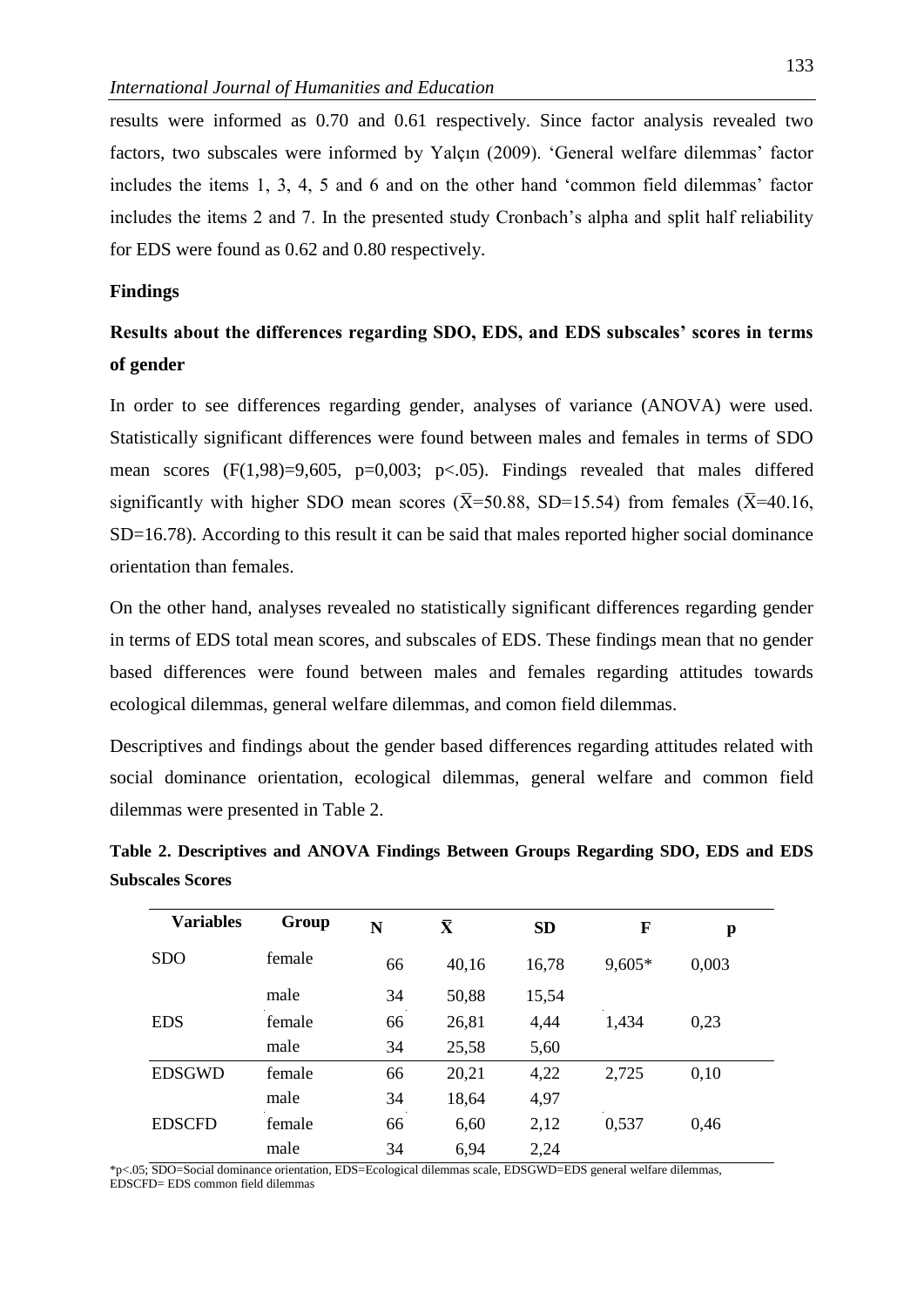results were informed as 0.70 and 0.61 respectively. Since factor analysis revealed two factors, two subscales were informed by Yalçın (2009). 'General welfare dilemmas' factor includes the items 1, 3, 4, 5 and 6 and on the other hand 'common field dilemmas' factor includes the items 2 and 7. In the presented study Cronbach's alpha and split half reliability for EDS were found as 0.62 and 0.80 respectively.

## Findings

### Results about the differences regarding SDO, EDS, and EDS subscales' scores in terms of gender

In order to see differences regarding gender, analyses of variance (ANOVA) were used. Statistically significant differences were found between males and females in terms of SDO mean scores ($F(1,98)=9{,}605$, $p=0{,}003$; $p<.05$). Findings revealed that males differed significantly with higher SDO mean scores ($\bar{X}=50.88$, $SD=15.54$) from females ($\bar{X}=40.16$, $SD=16.78$). According to this result it can be said that males reported higher social dominance orientation than females.

On the other hand, analyses revealed no statistically significant differences regarding gender in terms of EDS total mean scores, and subscales of EDS. These findings mean that no gender based differences were found between males and females regarding attitudes towards ecological dilemmas, general welfare dilemmas, and comon field dilemmas.

Descriptives and findings about the gender based differences regarding attitudes related with social dominance orientation, ecological dilemmas, general welfare and common field dilemmas were presented in Table 2.

**Table 2. Descriptives and ANOVA Findings Between Groups Regarding SDO, EDS and EDS Subscales Scores**

| Variables | Group | N | $\bar{X}$ | SD | F | p |
|---|---|---|---|---|---|---|
| SDO | female | 66 | 40,16 | 16,78 | 9,605* | 0,003 |
| | male | 34 | 50,88 | 15,54 | | |
| EDS | female | 66 | 26,81 | 4,44 | 1,434 | 0,23 |
| | male | 34 | 25,58 | 5,60 | | |
| EDSGWD | female | 66 | 20,21 | 4,22 | 2,725 | 0,10 |
| | male | 34 | 18,64 | 4,97 | | |
| EDSCFD | female | 66 | 6,60 | 2,12 | 0,537 | 0,46 |
| | male | 34 | 6,94 | 2,24 | | |

*p<.05; SDO=Social dominance orientation, EDS=Ecological dilemmas scale, EDSGWD=EDS general welfare dilemmas, EDSCFD= EDS common field dilemmas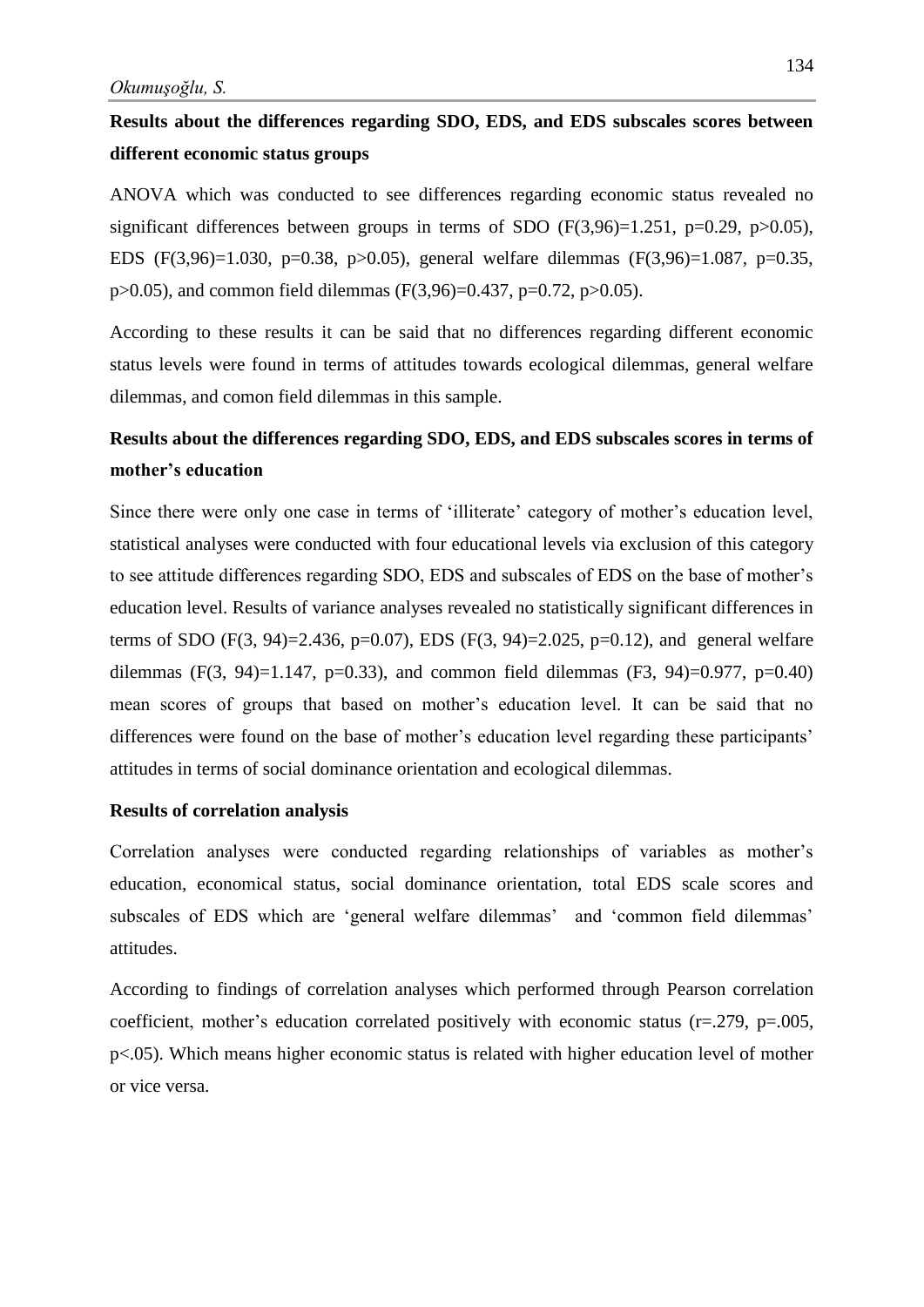### Results about the differences regarding SDO, EDS, and EDS subscales scores between different economic status groups

ANOVA which was conducted to see differences regarding economic status revealed no significant differences between groups in terms of SDO ($F(3,96)=1.251$, $p=0.29$, $p>0.05$), EDS ($F(3,96)=1.030$, $p=0.38$, $p>0.05$), general welfare dilemmas ($F(3,96)=1.087$, $p=0.35$, $p>0.05$), and common field dilemmas ($F(3,96)=0.437$, $p=0.72$, $p>0.05$).

According to these results it can be said that no differences regarding different economic status levels were found in terms of attitudes towards ecological dilemmas, general welfare dilemmas, and comon field dilemmas in this sample.

### Results about the differences regarding SDO, EDS, and EDS subscales scores in terms of mother's education

Since there were only one case in terms of 'illiterate' category of mother's education level, statistical analyses were conducted with four educational levels via exclusion of this category to see attitude differences regarding SDO, EDS and subscales of EDS on the base of mother's education level. Results of variance analyses revealed no statistically significant differences in terms of SDO ($F(3, 94)=2.436$, $p=0.07$), EDS ($F(3, 94)=2.025$, $p=0.12$), and general welfare dilemmas ($F(3, 94)=1.147$, $p=0.33$), and common field dilemmas ($F3, 94)=0.977$, $p=0.40$) mean scores of groups that based on mother's education level. It can be said that no differences were found on the base of mother's education level regarding these participants' attitudes in terms of social dominance orientation and ecological dilemmas.

#### Results of correlation analysis

Correlation analyses were conducted regarding relationships of variables as mother's education, economical status, social dominance orientation, total EDS scale scores and subscales of EDS which are 'general welfare dilemmas' and 'common field dilemmas' attitudes.

According to findings of correlation analyses which performed through Pearson correlation coefficient, mother's education correlated positively with economic status ($r=.279$, $p=.005$, $p<.05$). Which means higher economic status is related with higher education level of mother or vice versa.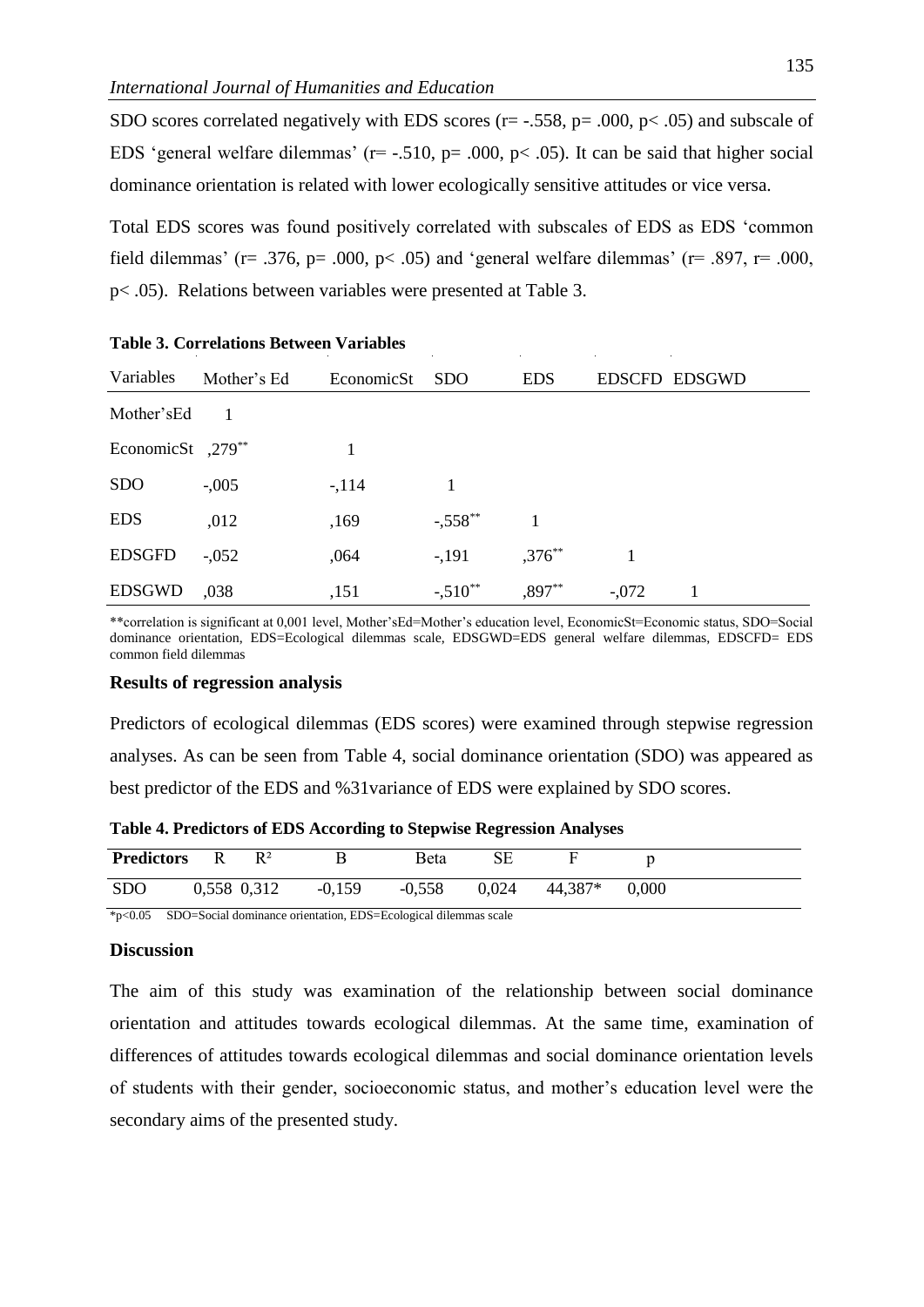SDO scores correlated negatively with EDS scores (r= -.558, p= .000, p< .05) and subscale of EDS 'general welfare dilemmas' (r= -.510, p= .000, p< .05). It can be said that higher social dominance orientation is related with lower ecologically sensitive attitudes or vice versa.

Total EDS scores was found positively correlated with subscales of EDS as EDS 'common field dilemmas' (r= .376, p= .000, p< .05) and 'general welfare dilemmas' (r= .897, r= .000, p< .05). Relations between variables were presented at Table 3.

**Table 3. Correlations Between Variables**

| Variables | Mother's Ed | EconomicSt | SDO | EDS | EDSCFD | EDSGWD |
|---|---|---|---|---|---|---|
| Mother'sEd | 1 | | | | | |
| EconomicSt | ,279** | 1 | | | | |
| SDO | -,005 | -,114 | 1 | | | |
| EDS | ,012 | ,169 | -,558** | 1 | | |
| EDSGFD | -,052 | ,064 | -,191 | ,376** | 1 | |
| EDSGWD | ,038 | ,151 | -,510** | ,897** | -,072 | 1 |

**correlation is significant at 0,001 level, Mother'sEd=Mother's education level, EconomicSt=Economic status, SDO=Social dominance orientation, EDS=Ecological dilemmas scale, EDSGWD=EDS general welfare dilemmas, EDSCFD= EDS common field dilemmas

### Results of regression analysis

Predictors of ecological dilemmas (EDS scores) were examined through stepwise regression analyses. As can be seen from Table 4, social dominance orientation (SDO) was appeared as best predictor of the EDS and %31variance of EDS were explained by SDO scores.

**Table 4. Predictors of EDS According to Stepwise Regression Analyses**

| Predictors | R | $R^2$ | B | Beta | SE | F | p |
|---|---|---|---|---|---|---|---|
| SDO | 0,558 | 0,312 | -0,159 | -0,558 | 0,024 | 44,387* | 0,000 |

*p<0.05 SDO=Social dominance orientation, EDS=Ecological dilemmas scale

### Discussion

The aim of this study was examination of the relationship between social dominance orientation and attitudes towards ecological dilemmas. At the same time, examination of differences of attitudes towards ecological dilemmas and social dominance orientation levels of students with their gender, socioeconomic status, and mother's education level were the secondary aims of the presented study.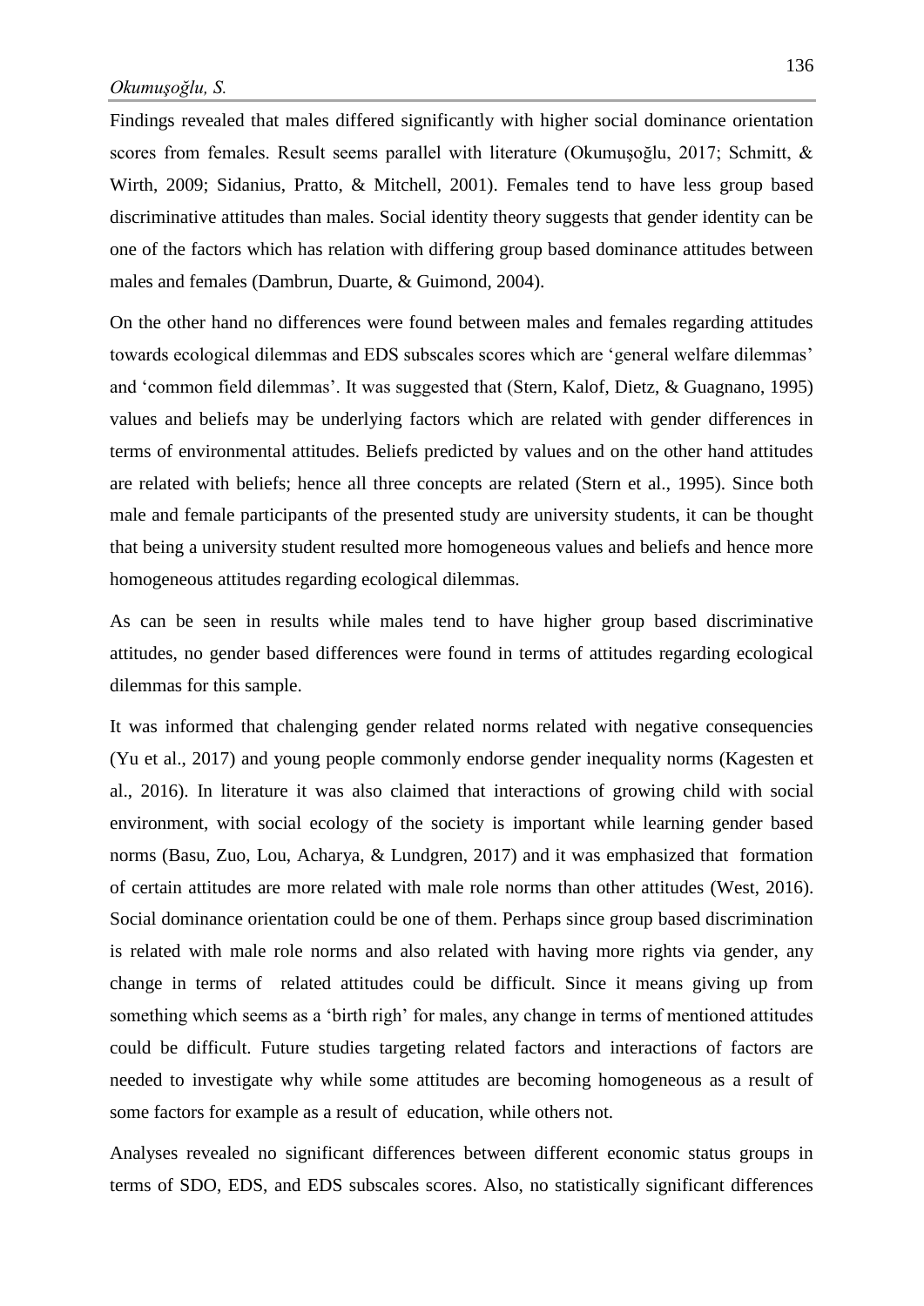Findings revealed that males differed significantly with higher social dominance orientation scores from females. Result seems parallel with literature (Okumuşoğlu, 2017; Schmitt, & Wirth, 2009; Sidanius, Pratto, & Mitchell, 2001). Females tend to have less group based discriminative attitudes than males. Social identity theory suggests that gender identity can be one of the factors which has relation with differing group based dominance attitudes between males and females (Dambrun, Duarte, & Guimond, 2004).

On the other hand no differences were found between males and females regarding attitudes towards ecological dilemmas and EDS subscales scores which are 'general welfare dilemmas' and 'common field dilemmas'. It was suggested that (Stern, Kalof, Dietz, & Guagnano, 1995) values and beliefs may be underlying factors which are related with gender differences in terms of environmental attitudes. Beliefs predicted by values and on the other hand attitudes are related with beliefs; hence all three concepts are related (Stern et al., 1995). Since both male and female participants of the presented study are university students, it can be thought that being a university student resulted more homogeneous values and beliefs and hence more homogeneous attitudes regarding ecological dilemmas.

As can be seen in results while males tend to have higher group based discriminative attitudes, no gender based differences were found in terms of attitudes regarding ecological dilemmas for this sample.

It was informed that chalenging gender related norms related with negative consequencies (Yu et al., 2017) and young people commonly endorse gender inequality norms (Kagesten et al., 2016). In literature it was also claimed that interactions of growing child with social environment, with social ecology of the society is important while learning gender based norms (Basu, Zuo, Lou, Acharya, & Lundgren, 2017) and it was emphasized that formation of certain attitudes are more related with male role norms than other attitudes (West, 2016). Social dominance orientation could be one of them. Perhaps since group based discrimination is related with male role norms and also related with having more rights via gender, any change in terms of related attitudes could be difficult. Since it means giving up from something which seems as a 'birth righ' for males, any change in terms of mentioned attitudes could be difficult. Future studies targeting related factors and interactions of factors are needed to investigate why while some attitudes are becoming homogeneous as a result of some factors for example as a result of education, while others not.

Analyses revealed no significant differences between different economic status groups in terms of SDO, EDS, and EDS subscales scores. Also, no statistically significant differences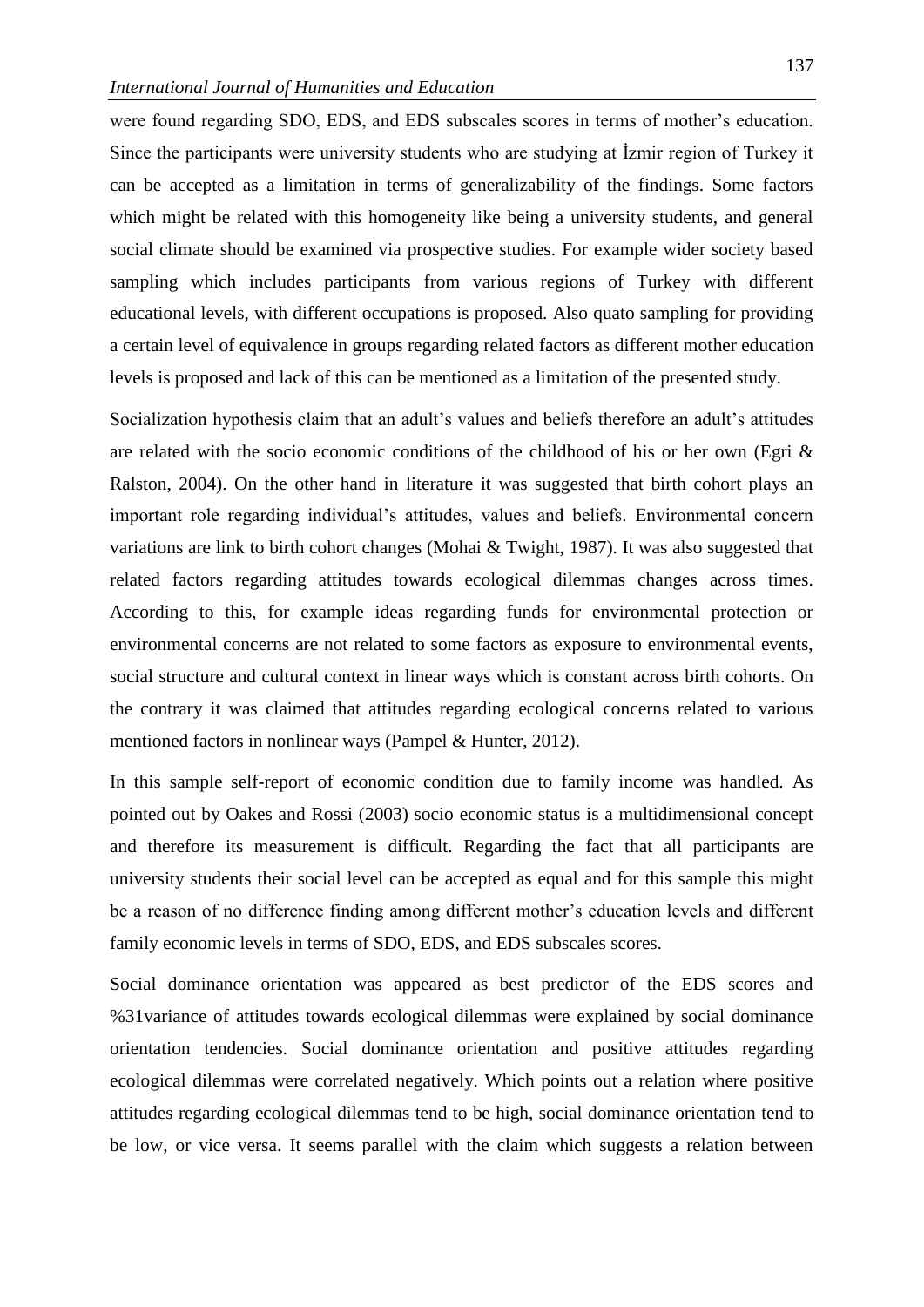were found regarding SDO, EDS, and EDS subscales scores in terms of mother's education. Since the participants were university students who are studying at İzmir region of Turkey it can be accepted as a limitation in terms of generalizability of the findings. Some factors which might be related with this homogeneity like being a university students, and general social climate should be examined via prospective studies. For example wider society based sampling which includes participants from various regions of Turkey with different educational levels, with different occupations is proposed. Also quato sampling for providing a certain level of equivalence in groups regarding related factors as different mother education levels is proposed and lack of this can be mentioned as a limitation of the presented study.

Socialization hypothesis claim that an adult's values and beliefs therefore an adult's attitudes are related with the socio economic conditions of the childhood of his or her own (Egri & Ralston, 2004). On the other hand in literature it was suggested that birth cohort plays an important role regarding individual's attitudes, values and beliefs. Environmental concern variations are link to birth cohort changes (Mohai & Twight, 1987). It was also suggested that related factors regarding attitudes towards ecological dilemmas changes across times. According to this, for example ideas regarding funds for environmental protection or environmental concerns are not related to some factors as exposure to environmental events, social structure and cultural context in linear ways which is constant across birth cohorts. On the contrary it was claimed that attitudes regarding ecological concerns related to various mentioned factors in nonlinear ways (Pampel & Hunter, 2012).

In this sample self-report of economic condition due to family income was handled. As pointed out by Oakes and Rossi (2003) socio economic status is a multidimensional concept and therefore its measurement is difficult. Regarding the fact that all participants are university students their social level can be accepted as equal and for this sample this might be a reason of no difference finding among different mother's education levels and different family economic levels in terms of SDO, EDS, and EDS subscales scores.

Social dominance orientation was appeared as best predictor of the EDS scores and %31variance of attitudes towards ecological dilemmas were explained by social dominance orientation tendencies. Social dominance orientation and positive attitudes regarding ecological dilemmas were correlated negatively. Which points out a relation where positive attitudes regarding ecological dilemmas tend to be high, social dominance orientation tend to be low, or vice versa. It seems parallel with the claim which suggests a relation between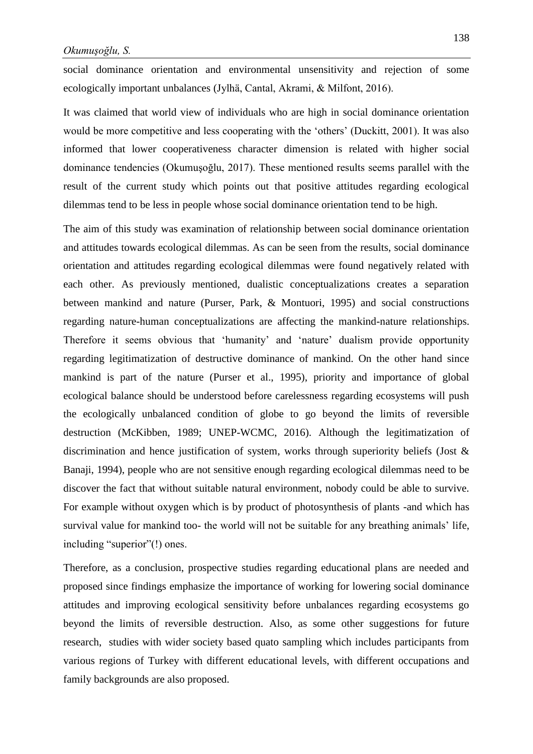social dominance orientation and environmental unsensitivity and rejection of some ecologically important unbalances (Jylhä, Cantal, Akrami, & Milfont, 2016).

It was claimed that world view of individuals who are high in social dominance orientation would be more competitive and less cooperating with the 'others' (Duckitt, 2001). It was also informed that lower cooperativeness character dimension is related with higher social dominance tendencies (Okumuşoğlu, 2017). These mentioned results seems parallel with the result of the current study which points out that positive attitudes regarding ecological dilemmas tend to be less in people whose social dominance orientation tend to be high.

The aim of this study was examination of relationship between social dominance orientation and attitudes towards ecological dilemmas. As can be seen from the results, social dominance orientation and attitudes regarding ecological dilemmas were found negatively related with each other. As previously mentioned, dualistic conceptualizations creates a separation between mankind and nature (Purser, Park, & Montuori, 1995) and social constructions regarding nature-human conceptualizations are affecting the mankind-nature relationships. Therefore it seems obvious that 'humanity' and 'nature' dualism provide opportunity regarding legitimatization of destructive dominance of mankind. On the other hand since mankind is part of the nature (Purser et al., 1995), priority and importance of global ecological balance should be understood before carelessness regarding ecosystems will push the ecologically unbalanced condition of globe to go beyond the limits of reversible destruction (McKibben, 1989; UNEP-WCMC, 2016). Although the legitimatization of discrimination and hence justification of system, works through superiority beliefs (Jost & Banaji, 1994), people who are not sensitive enough regarding ecological dilemmas need to be discover the fact that without suitable natural environment, nobody could be able to survive. For example without oxygen which is by product of photosynthesis of plants -and which has survival value for mankind too- the world will not be suitable for any breathing animals' life, including "superior"(!) ones.

Therefore, as a conclusion, prospective studies regarding educational plans are needed and proposed since findings emphasize the importance of working for lowering social dominance attitudes and improving ecological sensitivity before unbalances regarding ecosystems go beyond the limits of reversible destruction. Also, as some other suggestions for future research, studies with wider society based quato sampling which includes participants from various regions of Turkey with different educational levels, with different occupations and family backgrounds are also proposed.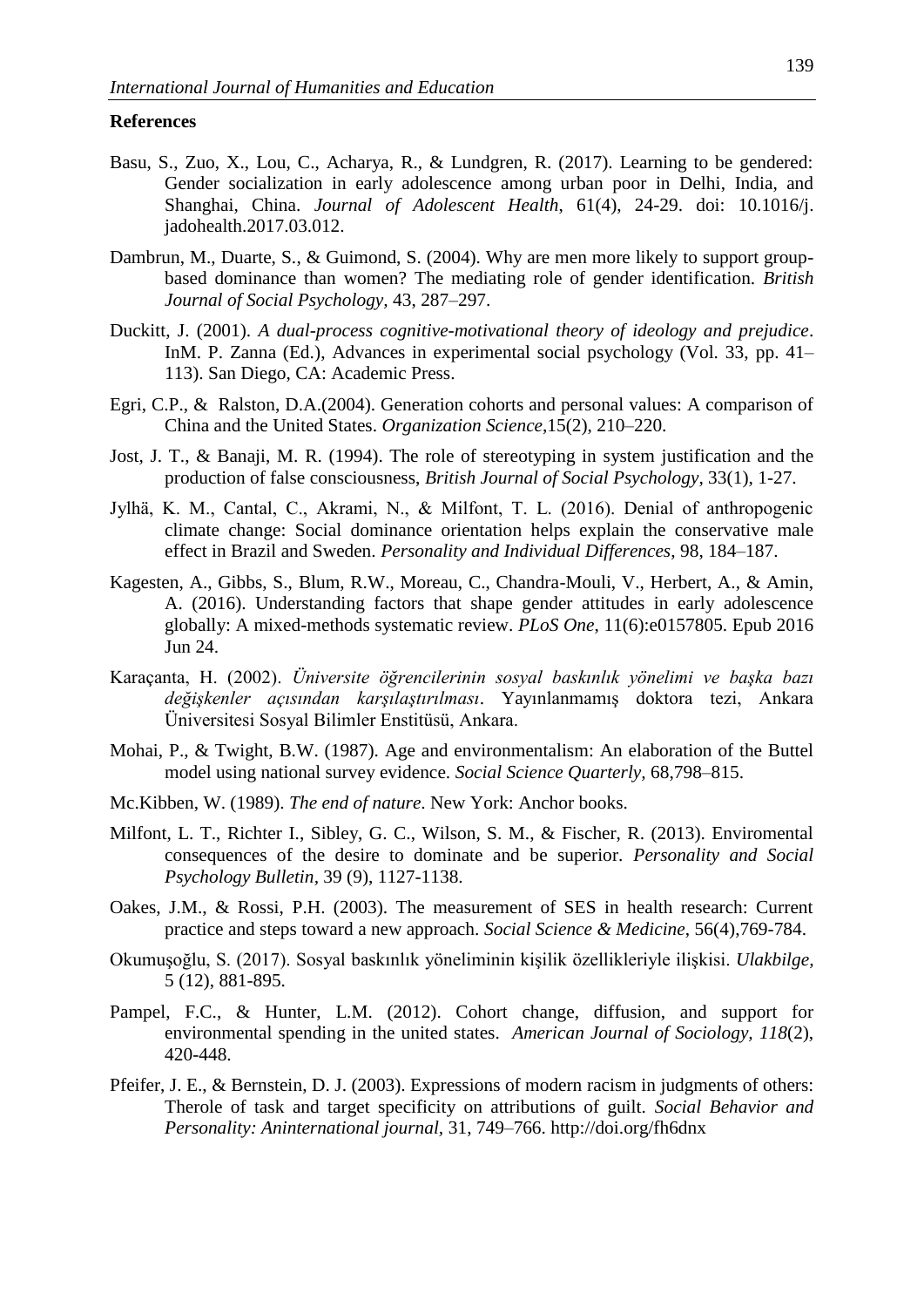**References**

Basu, S., Zuo, X., Lou, C., Acharya, R., & Lundgren, R. (2017). Learning to be gendered: Gender socialization in early adolescence among urban poor in Delhi, India, and Shanghai, China. *Journal of Adolescent Health*, 61(4), 24-29. doi: 10.1016/j. jadohealth.2017.03.012.

Dambrun, M., Duarte, S., & Guimond, S. (2004). Why are men more likely to support group-based dominance than women? The mediating role of gender identification. *British Journal of Social Psychology,* 43, 287–297.

Duckitt, J. (2001). *A dual-process cognitive-motivational theory of ideology and prejudice*. InM. P. Zanna (Ed.), Advances in experimental social psychology (Vol. 33, pp. 41–113). San Diego, CA: Academic Press.

Egri, C.P., & Ralston, D.A.(2004). Generation cohorts and personal values: A comparison of China and the United States. *Organization Science*,15(2), 210–220.

Jost, J. T., & Banaji, M. R. (1994). The role of stereotyping in system justification and the production of false consciousness, *British Journal of Social Psychology*, 33(1), 1-27.

Jylhä, K. M., Cantal, C., Akrami, N., & Milfont, T. L. (2016). Denial of anthropogenic climate change: Social dominance orientation helps explain the conservative male effect in Brazil and Sweden. *Personality and Individual Differences*, 98, 184–187.

Kagesten, A., Gibbs, S., Blum, R.W., Moreau, C., Chandra-Mouli, V., Herbert, A., & Amin, A. (2016). Understanding factors that shape gender attitudes in early adolescence globally: A mixed-methods systematic review. *PLoS One*, 11(6):e0157805. Epub 2016 Jun 24.

Karaçanta, H. (2002). *Üniversite öğrencilerinin sosyal baskınlık yönelimi ve başka bazı değişkenler açısından karşılaştırılması*. Yayınlanmamış doktora tezi, Ankara Üniversitesi Sosyal Bilimler Enstitüsü, Ankara.

Mohai, P., & Twight, B.W. (1987). Age and environmentalism: An elaboration of the Buttel model using national survey evidence. *Social Science Quarterly,* 68,798–815.

Mc.Kibben, W. (1989). *The end of nature*. New York: Anchor books.

Milfont, L. T., Richter I., Sibley, G. C., Wilson, S. M., & Fischer, R. (2013). Enviromental consequences of the desire to dominate and be superior. *Personality and Social Psychology Bulletin,* 39 (9), 1127-1138.

Oakes, J.M., & Rossi, P.H. (2003). The measurement of SES in health research: Current practice and steps toward a new approach. *Social Science & Medicine*, 56(4),769-784.

Okumuşoğlu, S. (2017). Sosyal baskınlık yöneliminin kişilik özellikleriyle ilişkisi. *Ulakbilge,* 5 (12), 881-895.

Pampel, F.C., & Hunter, L.M. (2012). Cohort change, diffusion, and support for environmental spending in the united states. *American Journal of Sociology, 118*(2), 420-448.

Pfeifer, J. E., & Bernstein, D. J. (2003). Expressions of modern racism in judgments of others: Therole of task and target specificity on attributions of guilt. *Social Behavior and Personality: Aninternational journal*, 31, 749–766. http://doi.org/fh6dnx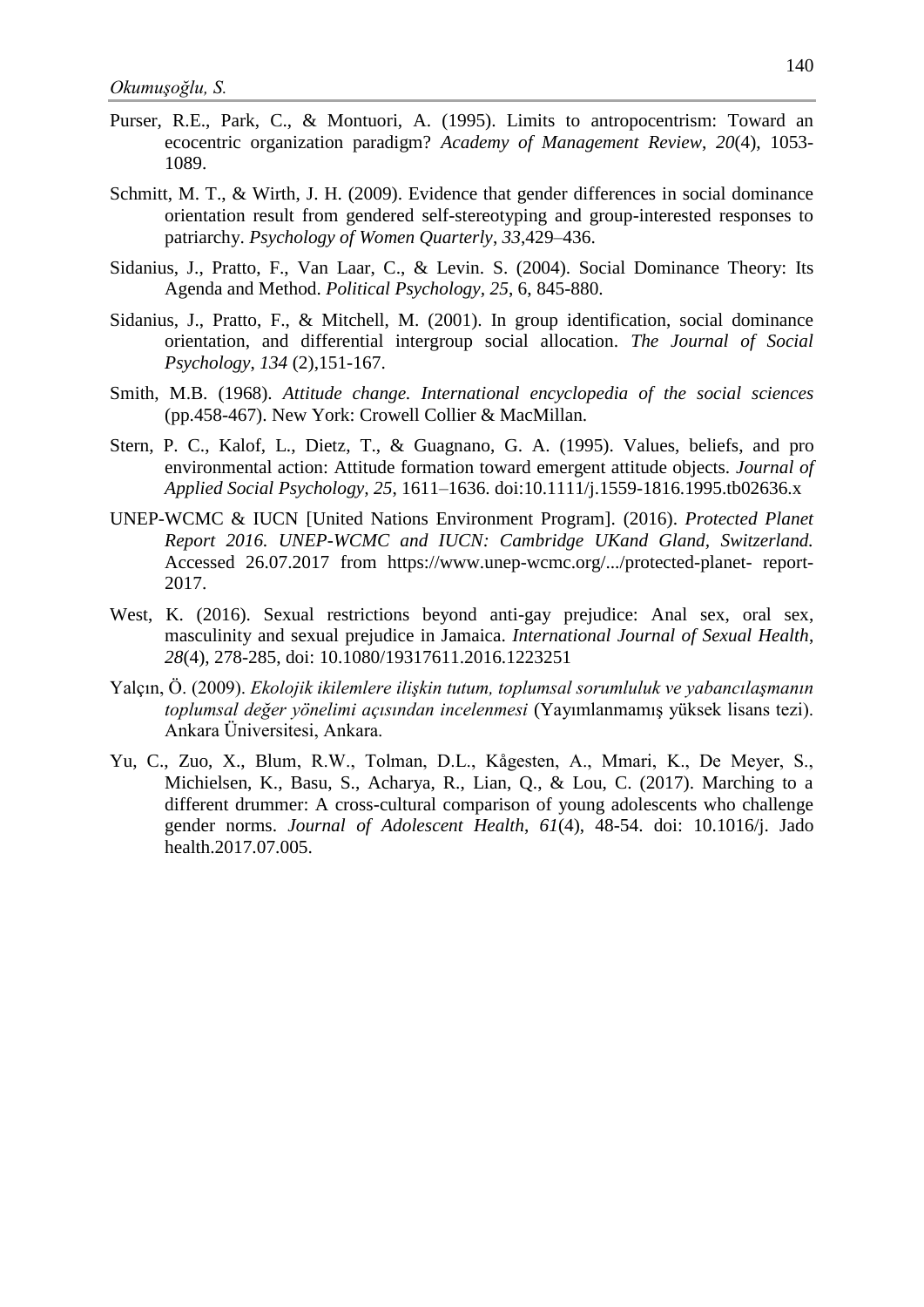Purser, R.E., Park, C., & Montuori, A. (1995). Limits to antropocentrism: Toward an ecocentric organization paradigm? *Academy of Management Review*, *20*(4), 1053-1089.

Schmitt, M. T., & Wirth, J. H. (2009). Evidence that gender differences in social dominance orientation result from gendered self-stereotyping and group-interested responses to patriarchy. *Psychology of Women Quarterly*, *33*,429–436.

Sidanius, J., Pratto, F., Van Laar, C., & Levin. S. (2004). Social Dominance Theory: Its Agenda and Method. *Political Psychology*, *25*, 6, 845-880.

Sidanius, J., Pratto, F., & Mitchell, M. (2001). In group identification, social dominance orientation, and differential intergroup social allocation. *The Journal of Social Psychology*, *134* (2),151-167.

Smith, M.B. (1968). *Attitude change. International encyclopedia of the social sciences* (pp.458-467). New York: Crowell Collier & MacMillan.

Stern, P. C., Kalof, L., Dietz, T., & Guagnano, G. A. (1995). Values, beliefs, and pro environmental action: Attitude formation toward emergent attitude objects. *Journal of Applied Social Psychology, 25*, 1611–1636. doi:10.1111/j.1559-1816.1995.tb02636.x

UNEP-WCMC & IUCN [United Nations Environment Program]. (2016). *Protected Planet Report 2016. UNEP-WCMC and IUCN: Cambridge UKand Gland, Switzerland.* Accessed 26.07.2017 from https://www.unep-wcmc.org/.../protected-planet- report-2017.

West, K. (2016). Sexual restrictions beyond anti-gay prejudice: Anal sex, oral sex, masculinity and sexual prejudice in Jamaica. *International Journal of Sexual Health*, *28*(4), 278-285, doi: 10.1080/19317611.2016.1223251

Yalçın, Ö. (2009). *Ekolojik ikilemlere ilişkin tutum, toplumsal sorumluluk ve yabancılaşmanın toplumsal değer yönelimi açısından incelenmesi* (Yayımlanmamış yüksek lisans tezi). Ankara Üniversitesi, Ankara.

Yu, C., Zuo, X., Blum, R.W., Tolman, D.L., Kågesten, A., Mmari, K., De Meyer, S., Michielsen, K., Basu, S., Acharya, R., Lian, Q., & Lou, C. (2017). Marching to a different drummer: A cross-cultural comparison of young adolescents who challenge gender norms. *Journal of Adolescent Health*, *61*(4), 48-54. doi: 10.1016/j. Jado health.2017.07.005.